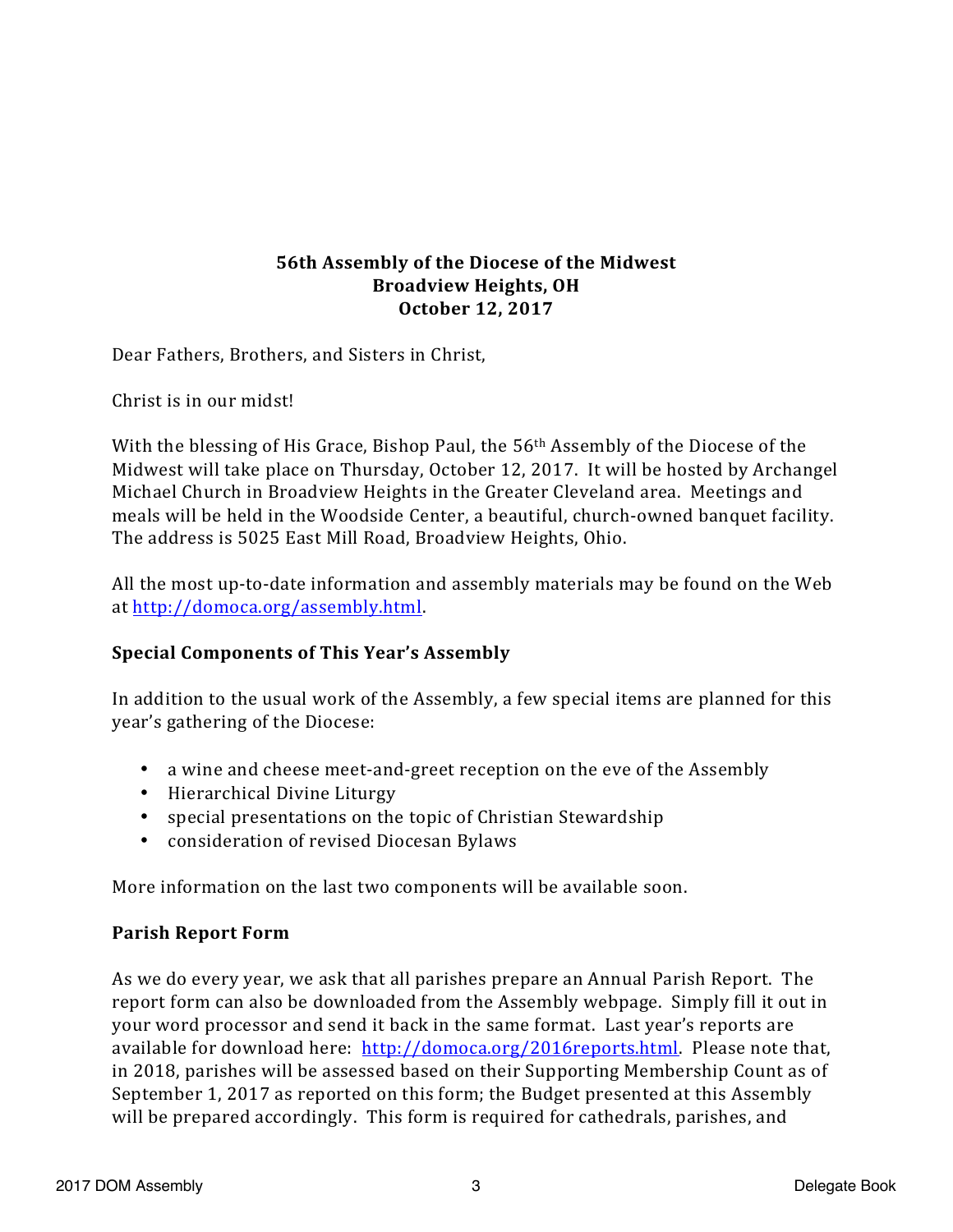**56th Assembly of the Diocese of the Midwest**
**Broadview Heights, OH**
**October 12, 2017**

Dear Fathers, Brothers, and Sisters in Christ,

Christ is in our midst!

With the blessing of His Grace, Bishop Paul, the 56th Assembly of the Diocese of the Midwest will take place on Thursday, October 12, 2017. It will be hosted by Archangel Michael Church in Broadview Heights in the Greater Cleveland area. Meetings and meals will be held in the Woodside Center, a beautiful, church-owned banquet facility. The address is 5025 East Mill Road, Broadview Heights, Ohio.

All the most up-to-date information and assembly materials may be found on the Web at http://domoca.org/assembly.html.

## Special Components of This Year's Assembly

In addition to the usual work of the Assembly, a few special items are planned for this year's gathering of the Diocese:

- a wine and cheese meet-and-greet reception on the eve of the Assembly
- Hierarchical Divine Liturgy
- special presentations on the topic of Christian Stewardship
- consideration of revised Diocesan Bylaws

More information on the last two components will be available soon.

## Parish Report Form

As we do every year, we ask that all parishes prepare an Annual Parish Report. The report form can also be downloaded from the Assembly webpage. Simply fill it out in your word processor and send it back in the same format. Last year's reports are available for download here: http://domoca.org/2016reports.html. Please note that, in 2018, parishes will be assessed based on their Supporting Membership Count as of September 1, 2017 as reported on this form; the Budget presented at this Assembly will be prepared accordingly. This form is required for cathedrals, parishes, and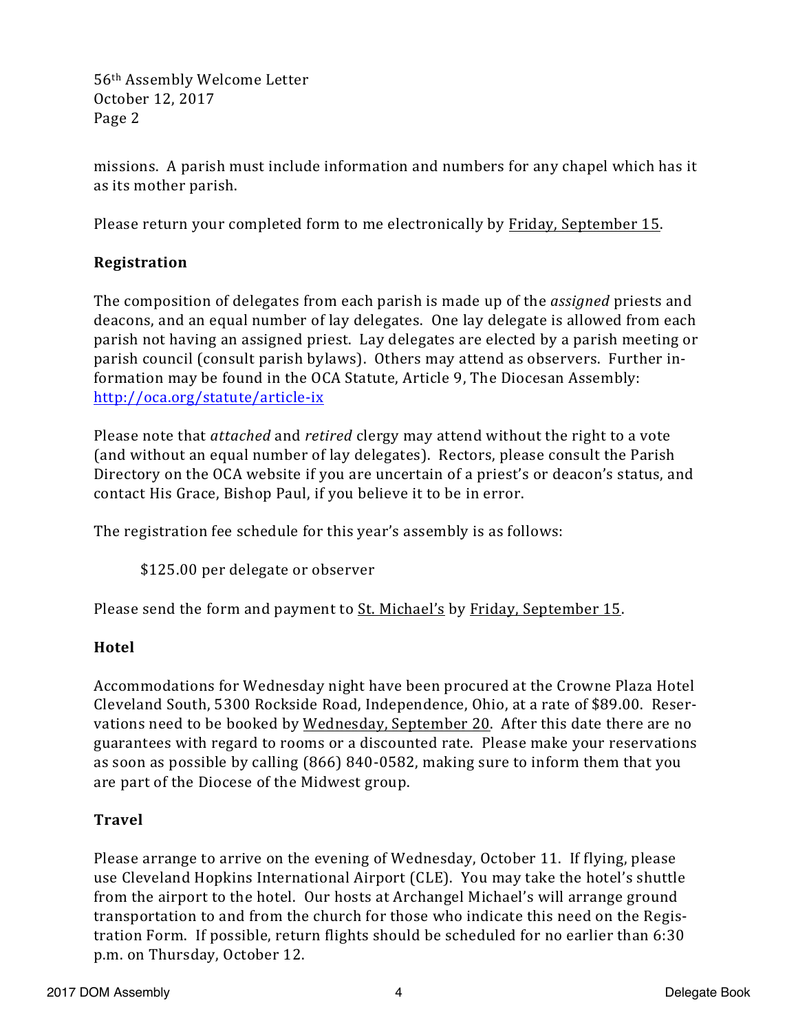missions. A parish must include information and numbers for any chapel which has it as its mother parish.

Please return your completed form to me electronically by Friday, September 15.

**Registration**

The composition of delegates from each parish is made up of the *assigned* priests and deacons, and an equal number of lay delegates. One lay delegate is allowed from each parish not having an assigned priest. Lay delegates are elected by a parish meeting or parish council (consult parish bylaws). Others may attend as observers. Further information may be found in the OCA Statute, Article 9, The Diocesan Assembly: http://oca.org/statute/article-ix

Please note that *attached* and *retired* clergy may attend without the right to a vote (and without an equal number of lay delegates). Rectors, please consult the Parish Directory on the OCA website if you are uncertain of a priest's or deacon's status, and contact His Grace, Bishop Paul, if you believe it to be in error.

The registration fee schedule for this year's assembly is as follows:

$125.00 per delegate or observer

Please send the form and payment to St. Michael's by Friday, September 15.

**Hotel**

Accommodations for Wednesday night have been procured at the Crowne Plaza Hotel Cleveland South, 5300 Rockside Road, Independence, Ohio, at a rate of $89.00. Reservations need to be booked by Wednesday, September 20. After this date there are no guarantees with regard to rooms or a discounted rate. Please make your reservations as soon as possible by calling (866) 840-0582, making sure to inform them that you are part of the Diocese of the Midwest group.

**Travel**

Please arrange to arrive on the evening of Wednesday, October 11. If flying, please use Cleveland Hopkins International Airport (CLE). You may take the hotel's shuttle from the airport to the hotel. Our hosts at Archangel Michael's will arrange ground transportation to and from the church for those who indicate this need on the Registration Form. If possible, return flights should be scheduled for no earlier than 6:30 p.m. on Thursday, October 12.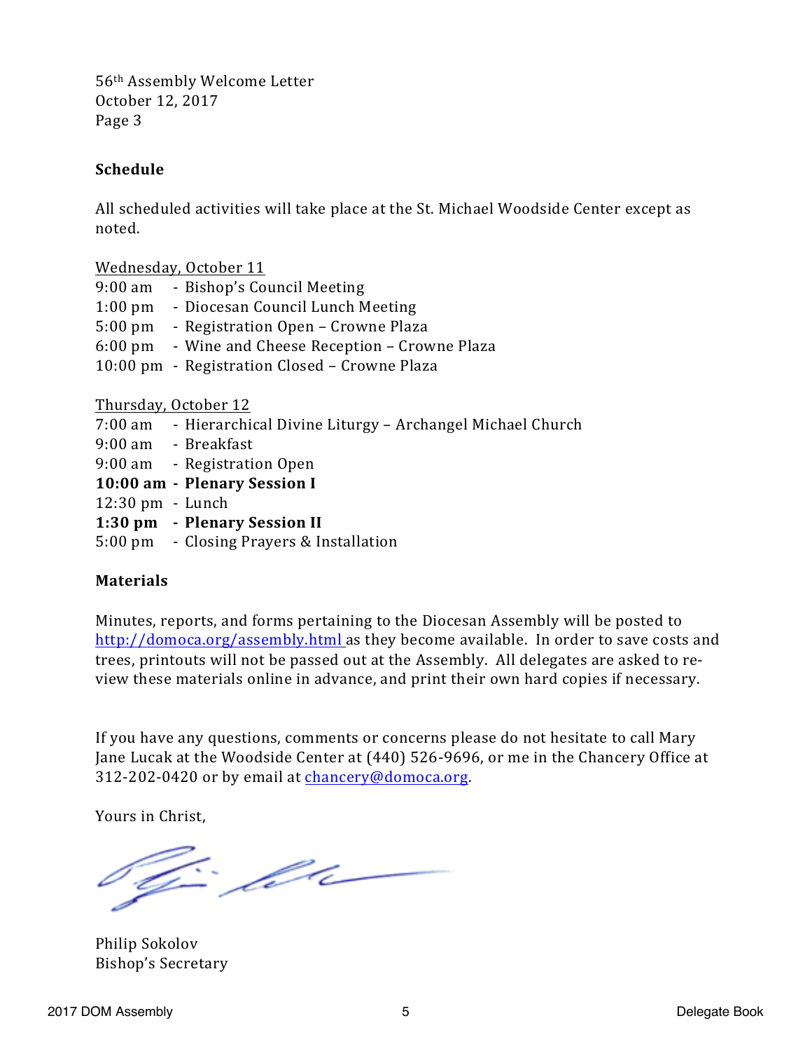56th Assembly Welcome Letter
October 12, 2017
Page 3

**Schedule**

All scheduled activities will take place at the St. Michael Woodside Center except as noted.

Wednesday, October 11

9:00 am - Bishop's Council Meeting
1:00 pm - Diocesan Council Lunch Meeting
5:00 pm - Registration Open – Crowne Plaza
6:00 pm - Wine and Cheese Reception – Crowne Plaza
10:00 pm - Registration Closed – Crowne Plaza

Thursday, October 12

7:00 am - Hierarchical Divine Liturgy – Archangel Michael Church
9:00 am - Breakfast
9:00 am - Registration Open
**10:00 am - Plenary Session I**
12:30 pm - Lunch
**1:30 pm - Plenary Session II**
5:00 pm - Closing Prayers & Installation

**Materials**

Minutes, reports, and forms pertaining to the Diocesan Assembly will be posted to http://domoca.org/assembly.html as they become available. In order to save costs and trees, printouts will not be passed out at the Assembly. All delegates are asked to review these materials online in advance, and print their own hard copies if necessary.

If you have any questions, comments or concerns please do not hesitate to call Mary Jane Lucak at the Woodside Center at (440) 526-9696, or me in the Chancery Office at 312-202-0420 or by email at chancery@domoca.org.

Yours in Christ,

Philip Sokolov
Bishop's Secretary